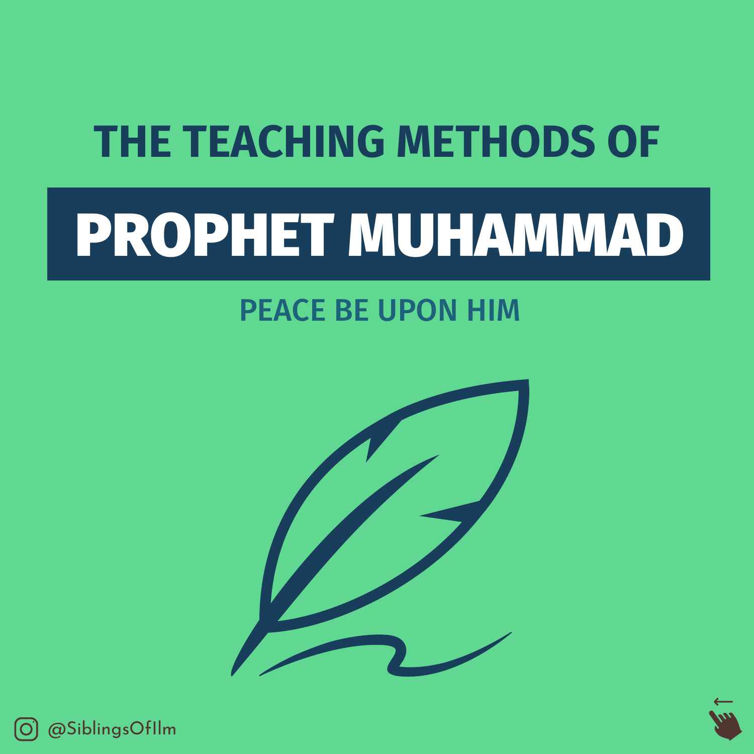# THE TEACHING METHODS OF

# PROPHET MUHAMMAD

## PEACE BE UPON HIM

@SiblingsOfIlm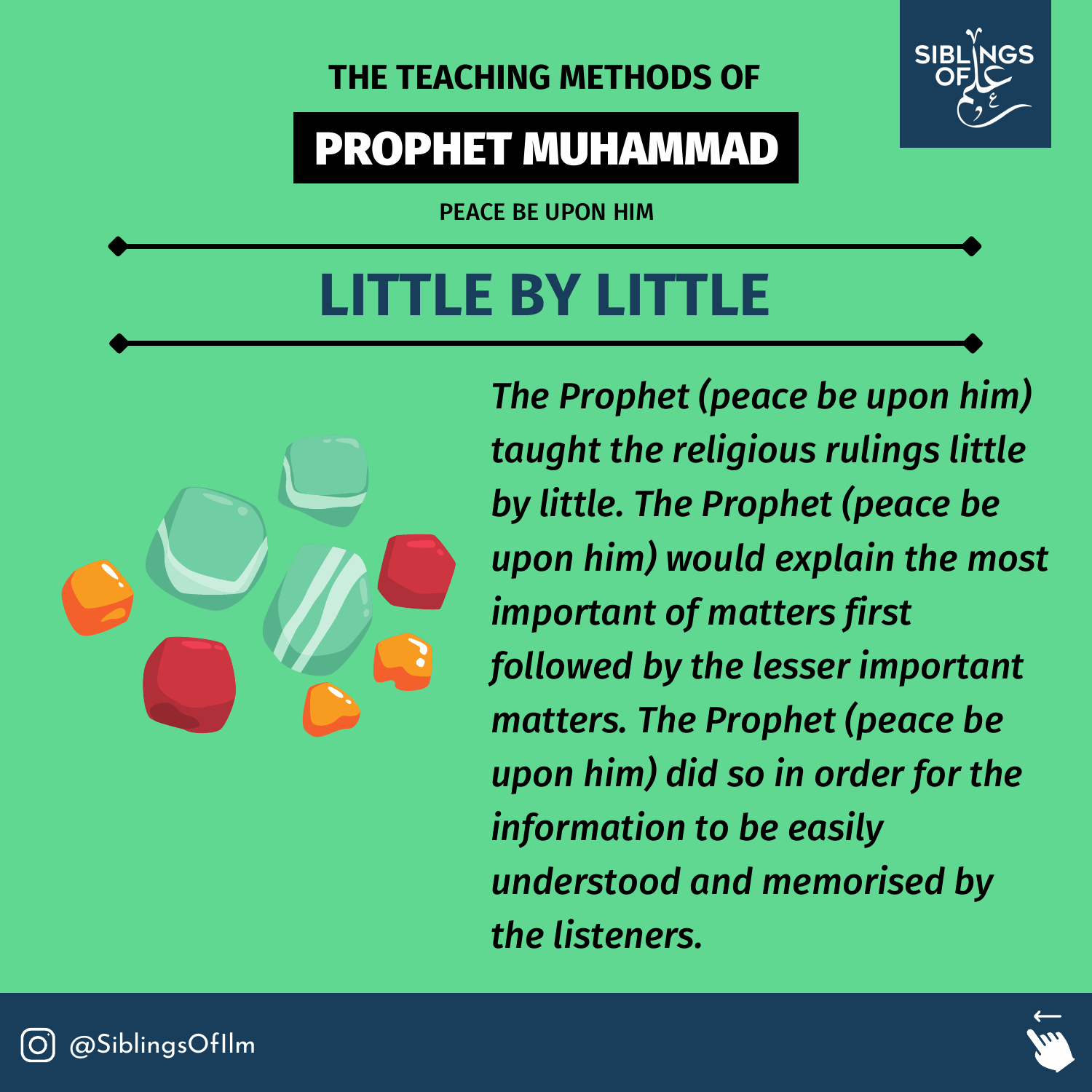THE TEACHING METHODS OF

# PROPHET MUHAMMAD

PEACE BE UPON HIM

## LITTLE BY LITTLE

*The Prophet (peace be upon him) taught the religious rulings little by little. The Prophet (peace be upon him) would explain the most important of matters first followed by the lesser important matters. The Prophet (peace be upon him) did so in order for the information to be easily understood and memorised by the listeners.*

@SiblingsOfIlm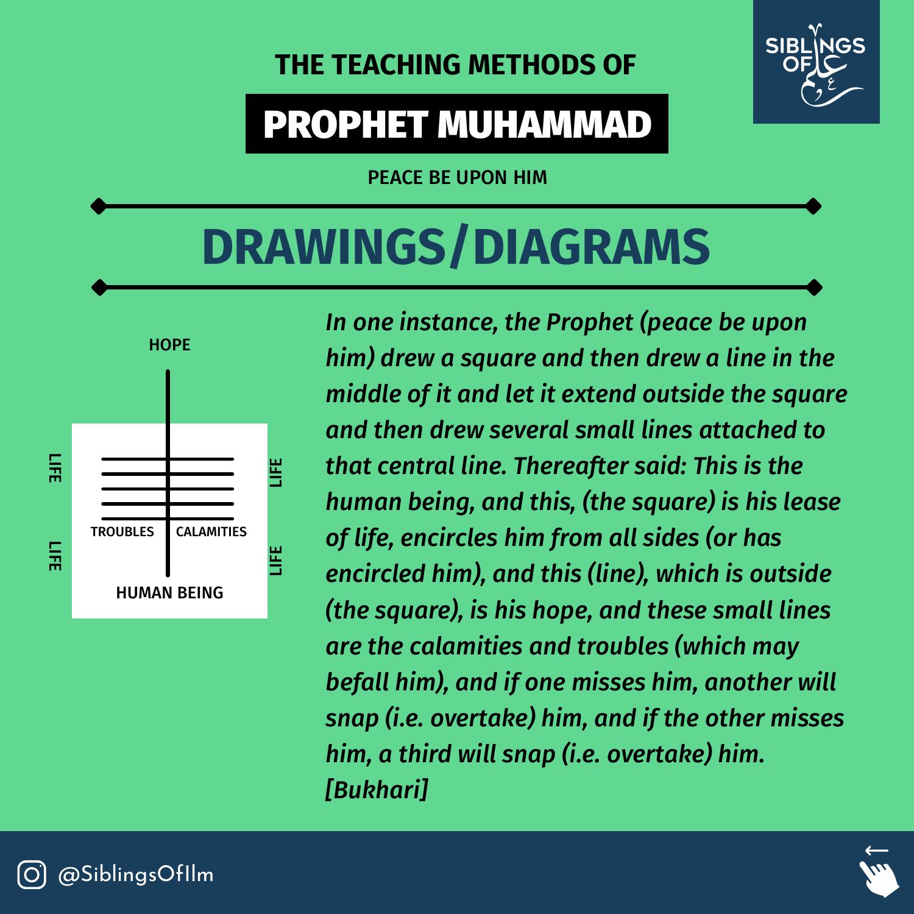THE TEACHING METHODS OF

# PROPHET MUHAMMAD

PEACE BE UPON HIM

## DRAWINGS/DIAGRAMS

HOPE

LIFE LIFE LIFE LIFE

TROUBLES CALAMITIES

HUMAN BEING

*In one instance, the Prophet (peace be upon him) drew a square and then drew a line in the middle of it and let it extend outside the square and then drew several small lines attached to that central line. Thereafter said: This is the human being, and this, (the square) is his lease of life, encircles him from all sides (or has encircled him), and this (line), which is outside (the square), is his hope, and these small lines are the calamities and troubles (which may befall him), and if one misses him, another will snap (i.e. overtake) him, and if the other misses him, a third will snap (i.e. overtake) him. [Bukhari]*

@SiblingsOfIlm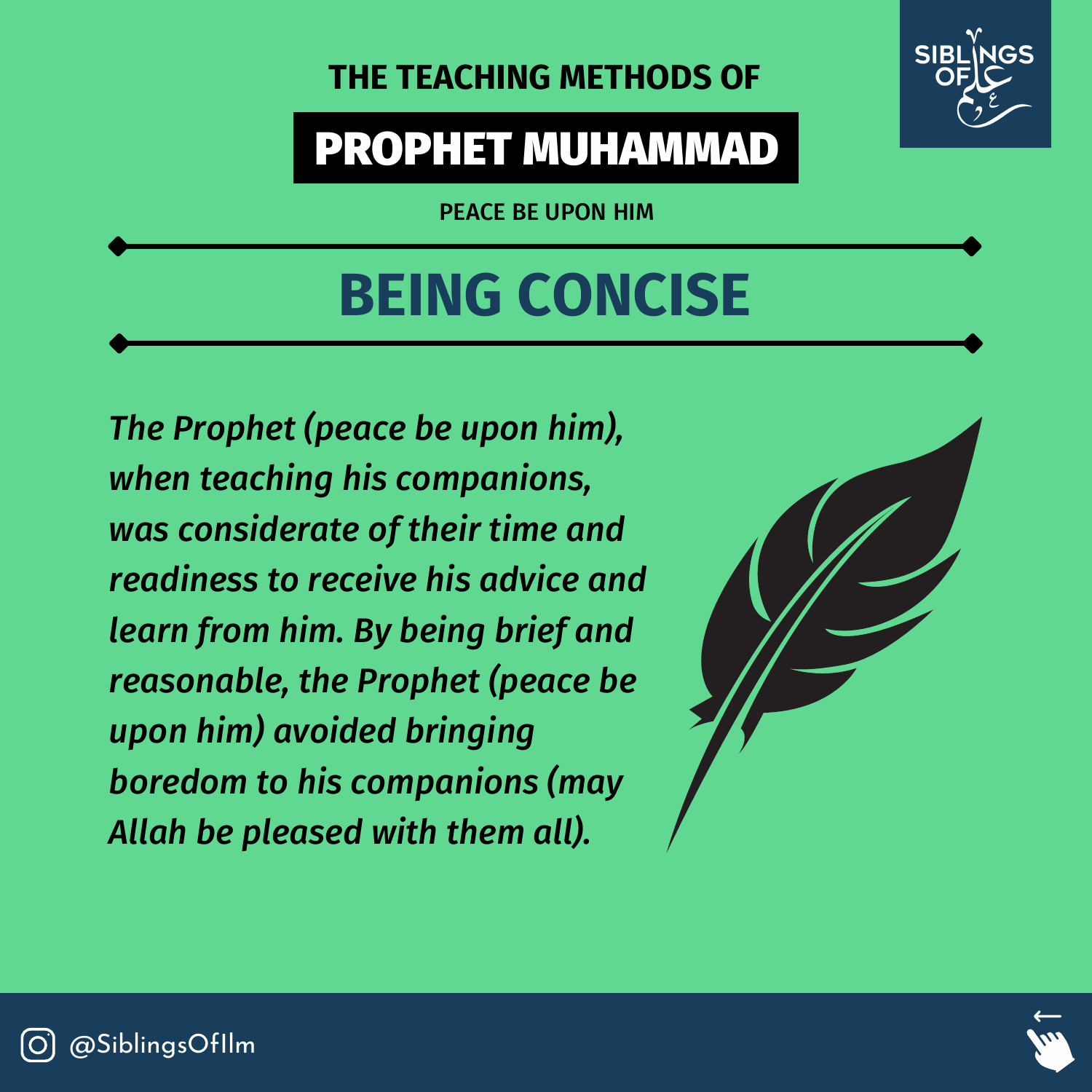THE TEACHING METHODS OF

# PROPHET MUHAMMAD

PEACE BE UPON HIM

## BEING CONCISE

*The Prophet (peace be upon him), when teaching his companions, was considerate of their time and readiness to receive his advice and learn from him. By being brief and reasonable, the Prophet (peace be upon him) avoided bringing boredom to his companions (may Allah be pleased with them all).*

@SiblingsOfIlm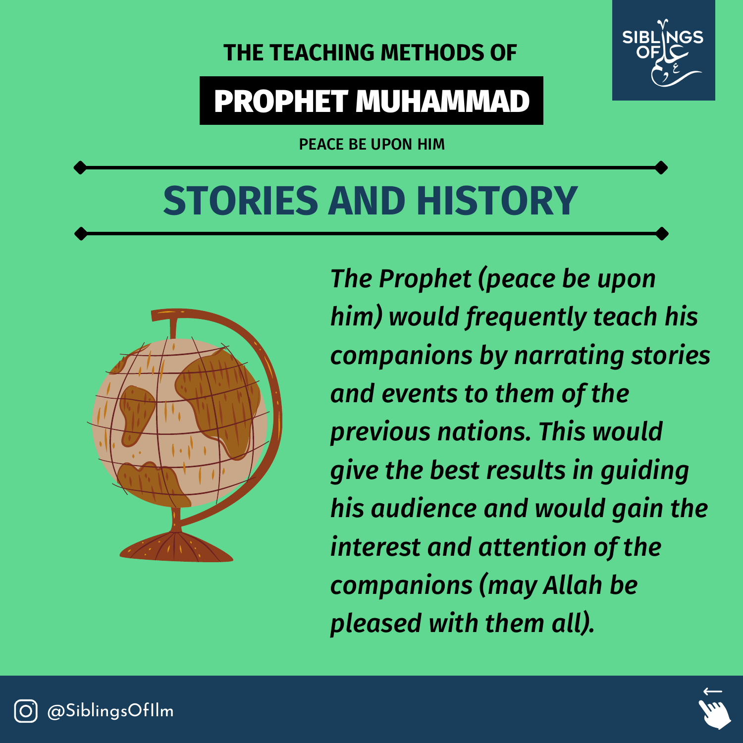THE TEACHING METHODS OF

# PROPHET MUHAMMAD

PEACE BE UPON HIM

## STORIES AND HISTORY

*The Prophet (peace be upon him) would frequently teach his companions by narrating stories and events to them of the previous nations. This would give the best results in guiding his audience and would gain the interest and attention of the companions (may Allah be pleased with them all).*

@SiblingsOfIlm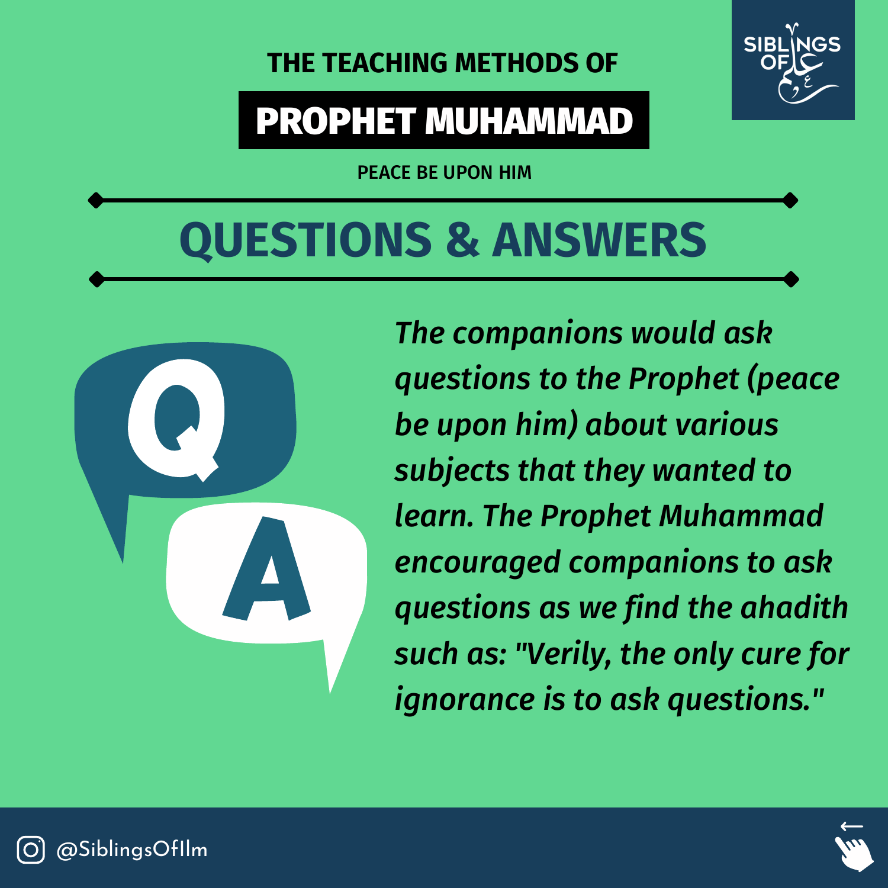THE TEACHING METHODS OF

# PROPHET MUHAMMAD

PEACE BE UPON HIM

## QUESTIONS & ANSWERS

*The companions would ask questions to the Prophet (peace be upon him) about various subjects that they wanted to learn. The Prophet Muhammad encouraged companions to ask questions as we find the ahadith such as: "Verily, the only cure for ignorance is to ask questions."*

@SiblingsOfIlm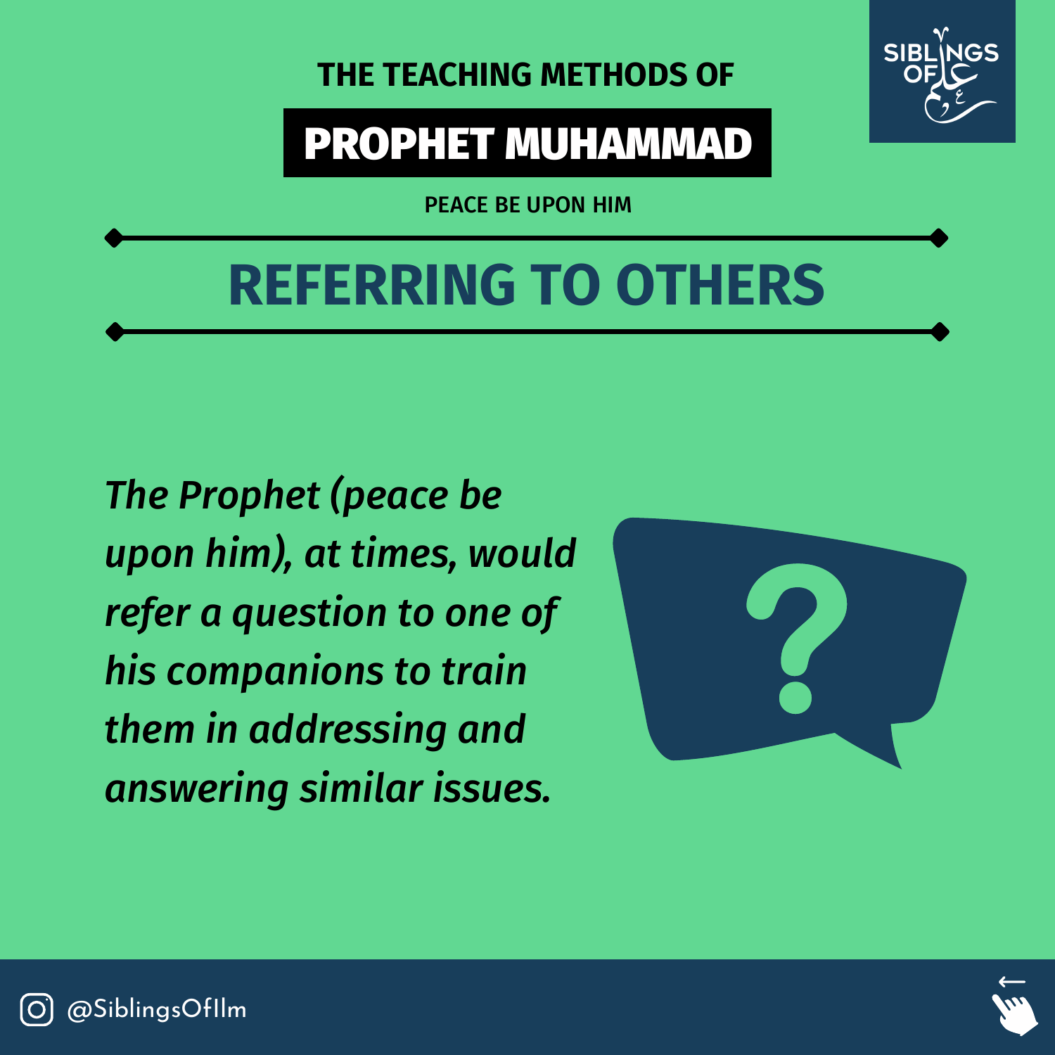THE TEACHING METHODS OF

# PROPHET MUHAMMAD

PEACE BE UPON HIM

## REFERRING TO OTHERS

*The Prophet (peace be upon him), at times, would refer a question to one of his companions to train them in addressing and answering similar issues.*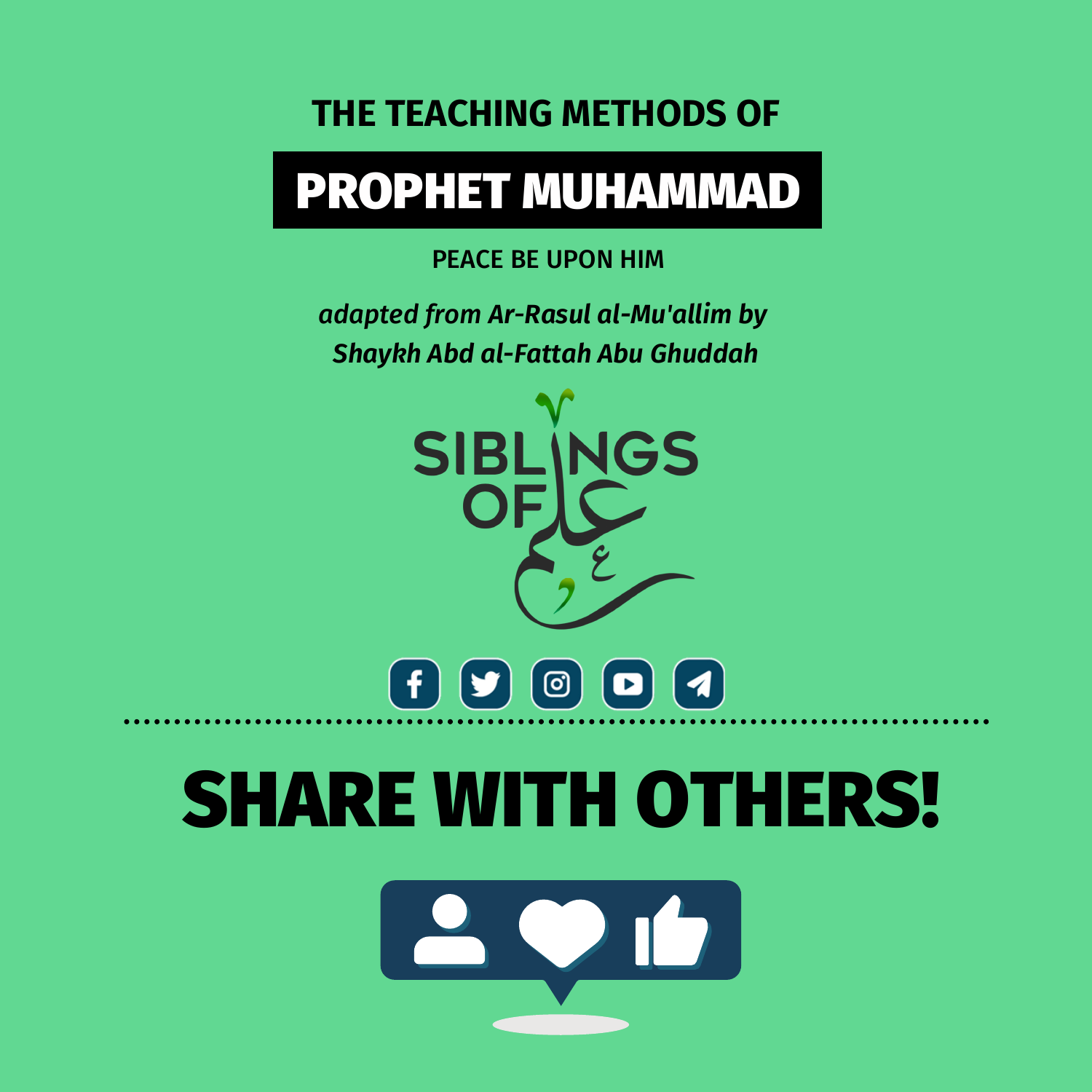THE TEACHING METHODS OF

# PROPHET MUHAMMAD

PEACE BE UPON HIM

*adapted from Ar-Rasul al-Mu'allim by Shaykh Abd al-Fattah Abu Ghuddah*

SIBLINGS OF علم

## SHARE WITH OTHERS!